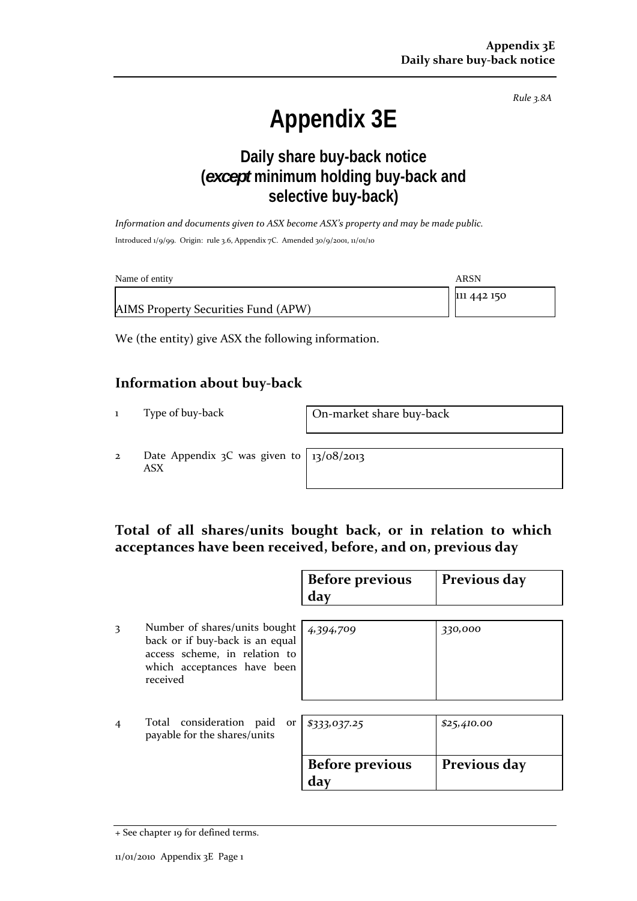Rule 3.8A

# Appendix 3E

## Daily share buy-back notice (*except* minimum holding buy-back and selective buy-back)

*Information and documents given to ASX become ASX's property and may be made public.*

Introduced 1/9/99. Origin: rule 3.6, Appendix 7C. Amended 30/9/2001, 11/01/10

| Name of entity | ARSN |
|---|---|
| AIMS Property Securities Fund (APW) | 111 442 150 |

We (the entity) give ASX the following information.

## Information about buy-back

| | | |
|---|---|---|
| 1 | Type of buy-back | On-market share buy-back |
| 2 | Date Appendix 3C was given to ASX | 13/08/2013 |

## Total of all shares/units bought back, or in relation to which acceptances have been received, before, and on, previous day

| | | Before previous day | Previous day |
|---|---|---|---|
| 3 | Number of shares/units bought back or if buy-back is an equal access scheme, in relation to which acceptances have been received | *4,394,709* | *330,000* |
| 4 | Total consideration paid or payable for the shares/units | *$333,037.25* | *$25,410.00* |

| Before previous day | Previous day |
|---|---|

+ See chapter 19 for defined terms.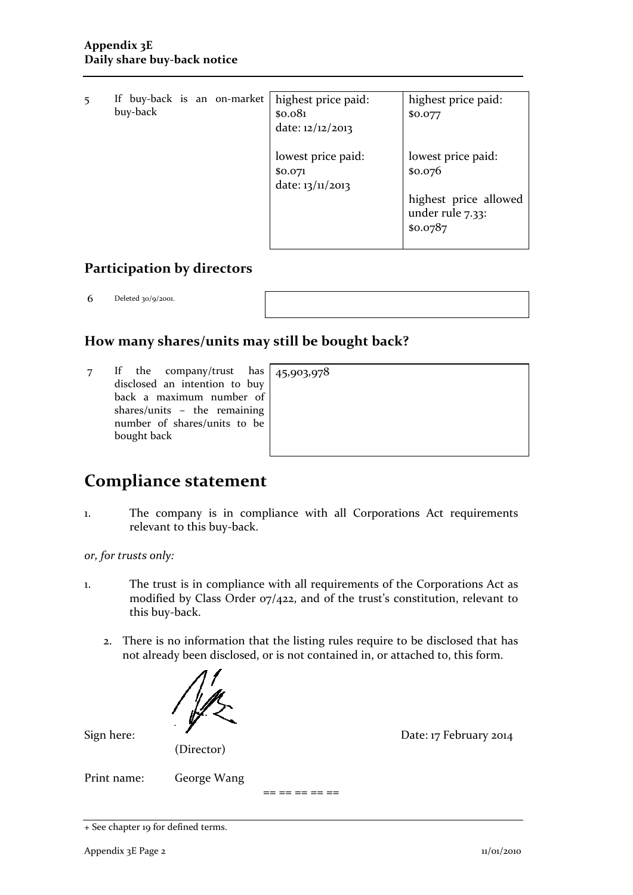| | | | |
|---|---|---|---|
| 5 | If buy-back is an on-market buy-back | highest price paid: $0.081<br>date: 12/12/2013<br><br>lowest price paid: $0.071<br>date: 13/11/2013 | highest price paid: $0.077<br><br>lowest price paid: $0.076<br><br>highest price allowed under rule 7.33: $0.0787 |

## Participation by directors

| | | |
|---|---|---|
| 6 | Deleted 30/9/2001. | |

## How many shares/units may still be bought back?

| | | |
|---|---|---|
| 7 | If the company/trust has disclosed an intention to buy back a maximum number of shares/units – the remaining number of shares/units to be bought back | 45,903,978 |

# Compliance statement

1. The company is in compliance with all Corporations Act requirements relevant to this buy-back.

*or, for trusts only:*

1. The trust is in compliance with all requirements of the Corporations Act as modified by Class Order 07/422, and of the trust's constitution, relevant to this buy-back.

2. There is no information that the listing rules require to be disclosed that has not already been disclosed, or is not contained in, or attached to, this form.

Sign here: (Director) Date: 17 February 2014

Print name: George Wang

== == == == ==

+ See chapter 19 for defined terms.